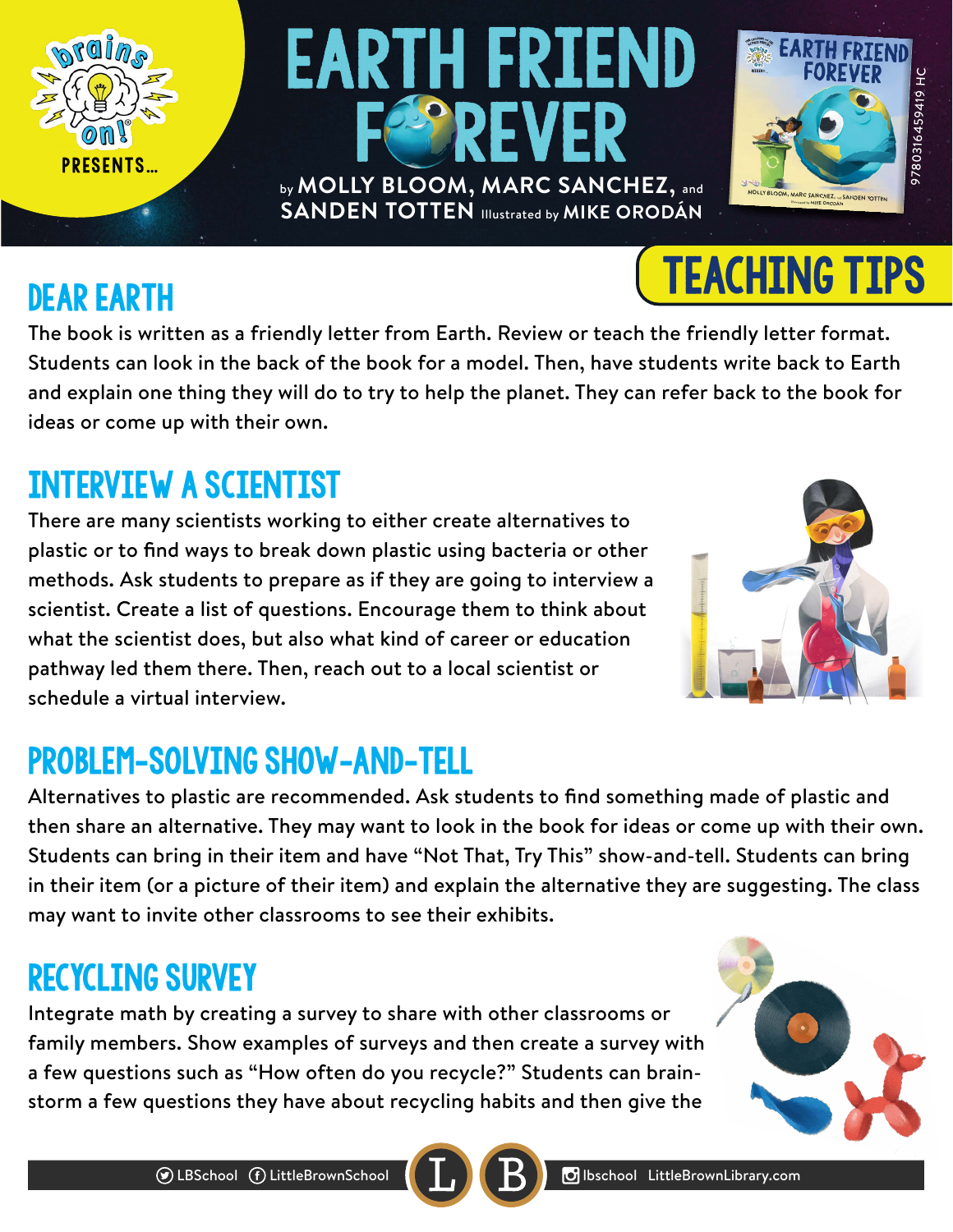brains on! PRESENTS...

# EARTH FRIEND FOREVER

by MOLLY BLOOM, MARC SANCHEZ, and SANDEN TOTTEN Illustrated by MIKE ORODÁN

9780316459419 HC

## TEACHING TIPS

## DEAR EARTH

The book is written as a friendly letter from Earth. Review or teach the friendly letter format. Students can look in the back of the book for a model. Then, have students write back to Earth and explain one thing they will do to try to help the planet. They can refer back to the book for ideas or come up with their own.

## INTERVIEW A SCIENTIST

There are many scientists working to either create alternatives to plastic or to find ways to break down plastic using bacteria or other methods. Ask students to prepare as if they are going to interview a scientist. Create a list of questions. Encourage them to think about what the scientist does, but also what kind of career or education pathway led them there. Then, reach out to a local scientist or schedule a virtual interview.

## PROBLEM-SOLVING SHOW-AND-TELL

Alternatives to plastic are recommended. Ask students to find something made of plastic and then share an alternative. They may want to look in the book for ideas or come up with their own. Students can bring in their item and have "Not That, Try This" show-and-tell. Students can bring in their item (or a picture of their item) and explain the alternative they are suggesting. The class may want to invite other classrooms to see their exhibits.

## RECYCLING SURVEY

Integrate math by creating a survey to share with other classrooms or family members. Show examples of surveys and then create a survey with a few questions such as "How often do you recycle?" Students can brainstorm a few questions they have about recycling habits and then give the

LBSchool LittleBrownSchool lbschool LittleBrownLibrary.com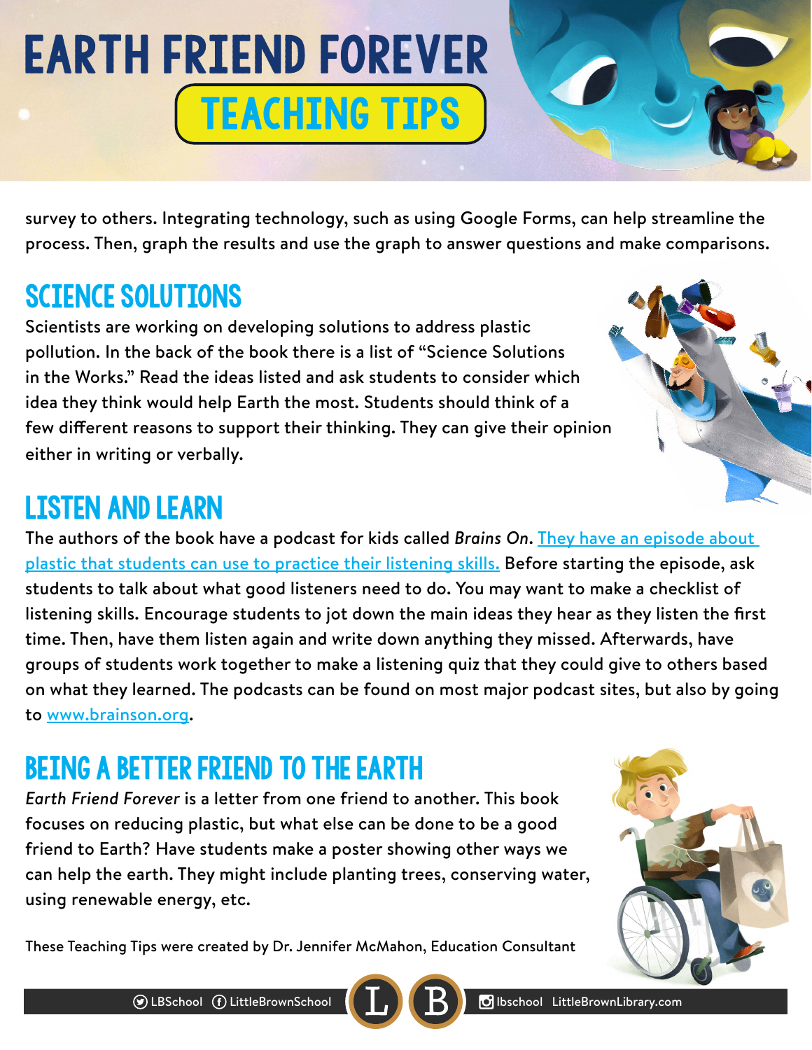# EARTH FRIEND FOREVER

## TEACHING TIPS

survey to others. Integrating technology, such as using Google Forms, can help streamline the process. Then, graph the results and use the graph to answer questions and make comparisons.

## SCIENCE SOLUTIONS

Scientists are working on developing solutions to address plastic pollution. In the back of the book there is a list of "Science Solutions in the Works." Read the ideas listed and ask students to consider which idea they think would help Earth the most. Students should think of a few different reasons to support their thinking. They can give their opinion either in writing or verbally.

## LISTEN AND LEARN

The authors of the book have a podcast for kids called *Brains On*. They have an episode about plastic that students can use to practice their listening skills. Before starting the episode, ask students to talk about what good listeners need to do. You may want to make a checklist of listening skills. Encourage students to jot down the main ideas they hear as they listen the first time. Then, have them listen again and write down anything they missed. Afterwards, have groups of students work together to make a listening quiz that they could give to others based on what they learned. The podcasts can be found on most major podcast sites, but also by going to www.brainson.org.

## BEING A BETTER FRIEND TO THE EARTH

*Earth Friend Forever* is a letter from one friend to another. This book focuses on reducing plastic, but what else can be done to be a good friend to Earth? Have students make a poster showing other ways we can help the earth. They might include planting trees, conserving water, using renewable energy, etc.

These Teaching Tips were created by Dr. Jennifer McMahon, Education Consultant